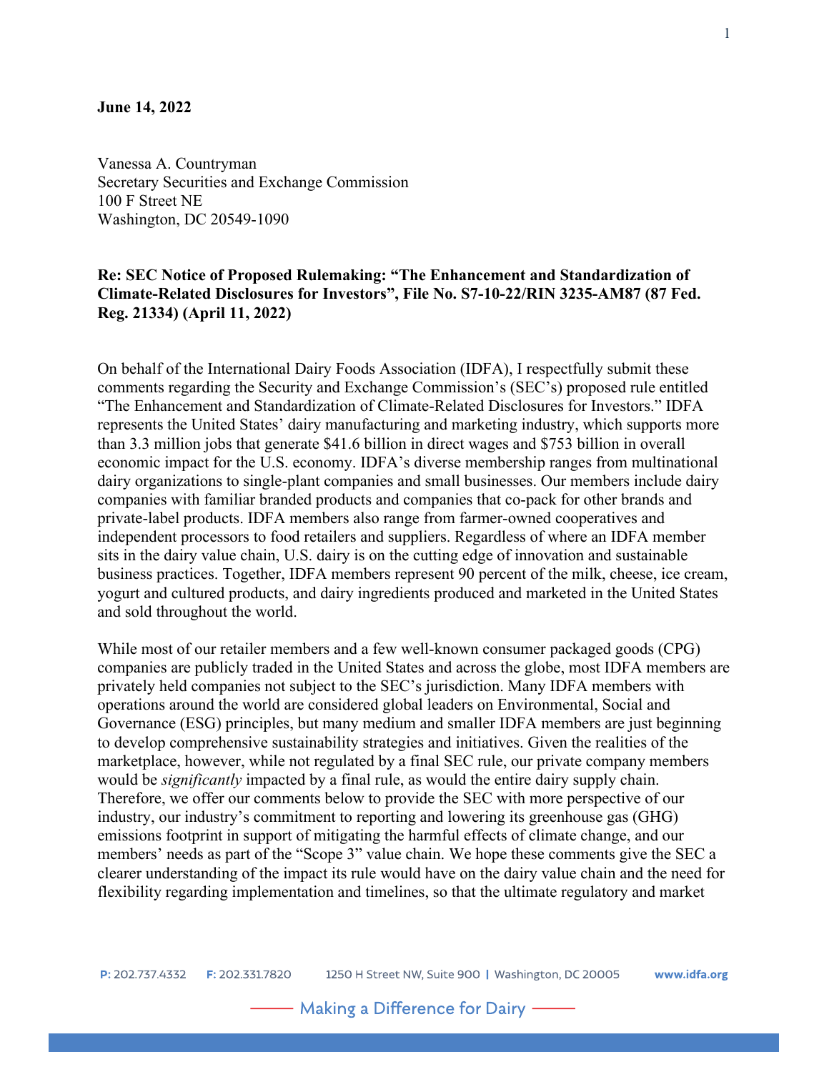**June 14, 2022**

Vanessa A. Countryman
Secretary Securities and Exchange Commission
100 F Street NE
Washington, DC 20549-1090

**Re: SEC Notice of Proposed Rulemaking: "The Enhancement and Standardization of Climate-Related Disclosures for Investors", File No. S7-10-22/RIN 3235-AM87 (87 Fed. Reg. 21334) (April 11, 2022)**

On behalf of the International Dairy Foods Association (IDFA), I respectfully submit these comments regarding the Security and Exchange Commission's (SEC's) proposed rule entitled "The Enhancement and Standardization of Climate-Related Disclosures for Investors." IDFA represents the United States' dairy manufacturing and marketing industry, which supports more than 3.3 million jobs that generate $41.6 billion in direct wages and $753 billion in overall economic impact for the U.S. economy. IDFA's diverse membership ranges from multinational dairy organizations to single-plant companies and small businesses. Our members include dairy companies with familiar branded products and companies that co-pack for other brands and private-label products. IDFA members also range from farmer-owned cooperatives and independent processors to food retailers and suppliers. Regardless of where an IDFA member sits in the dairy value chain, U.S. dairy is on the cutting edge of innovation and sustainable business practices. Together, IDFA members represent 90 percent of the milk, cheese, ice cream, yogurt and cultured products, and dairy ingredients produced and marketed in the United States and sold throughout the world.

While most of our retailer members and a few well-known consumer packaged goods (CPG) companies are publicly traded in the United States and across the globe, most IDFA members are privately held companies not subject to the SEC's jurisdiction. Many IDFA members with operations around the world are considered global leaders on Environmental, Social and Governance (ESG) principles, but many medium and smaller IDFA members are just beginning to develop comprehensive sustainability strategies and initiatives. Given the realities of the marketplace, however, while not regulated by a final SEC rule, our private company members would be *significantly* impacted by a final rule, as would the entire dairy supply chain. Therefore, we offer our comments below to provide the SEC with more perspective of our industry, our industry's commitment to reporting and lowering its greenhouse gas (GHG) emissions footprint in support of mitigating the harmful effects of climate change, and our members' needs as part of the "Scope 3" value chain. We hope these comments give the SEC a clearer understanding of the impact its rule would have on the dairy value chain and the need for flexibility regarding implementation and timelines, so that the ultimate regulatory and market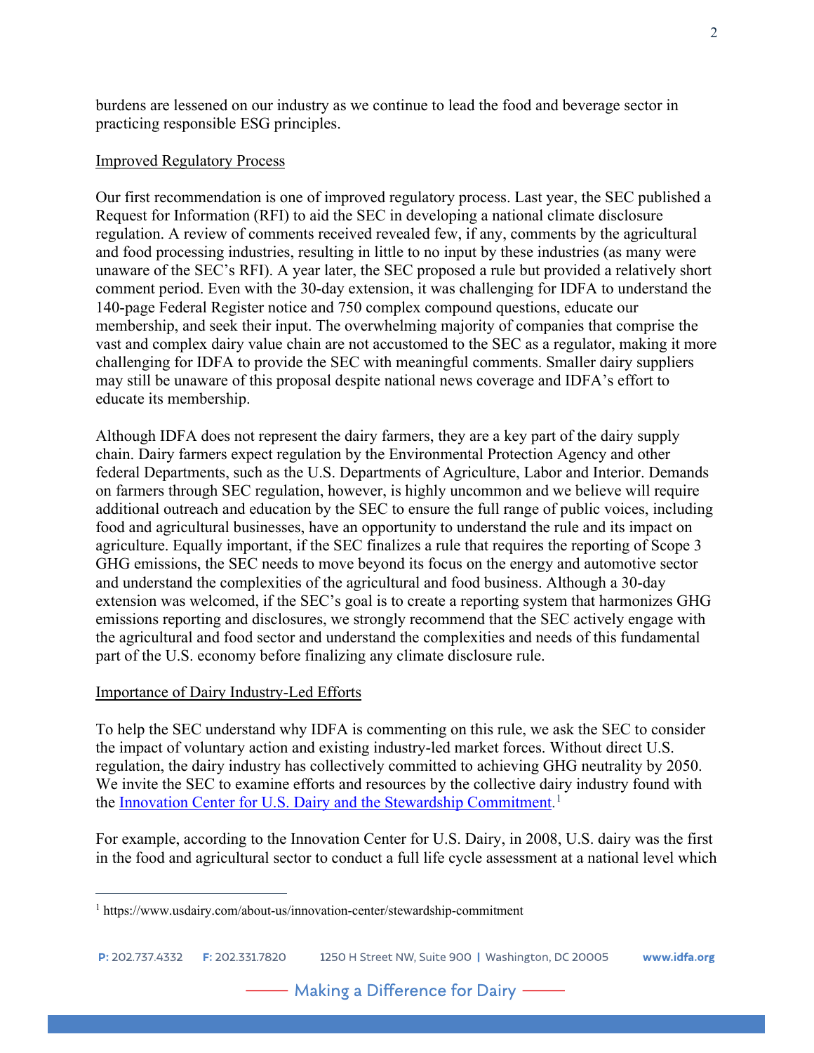burdens are lessened on our industry as we continue to lead the food and beverage sector in practicing responsible ESG principles.

Improved Regulatory Process

Our first recommendation is one of improved regulatory process. Last year, the SEC published a Request for Information (RFI) to aid the SEC in developing a national climate disclosure regulation. A review of comments received revealed few, if any, comments by the agricultural and food processing industries, resulting in little to no input by these industries (as many were unaware of the SEC's RFI). A year later, the SEC proposed a rule but provided a relatively short comment period. Even with the 30-day extension, it was challenging for IDFA to understand the 140-page Federal Register notice and 750 complex compound questions, educate our membership, and seek their input. The overwhelming majority of companies that comprise the vast and complex dairy value chain are not accustomed to the SEC as a regulator, making it more challenging for IDFA to provide the SEC with meaningful comments. Smaller dairy suppliers may still be unaware of this proposal despite national news coverage and IDFA's effort to educate its membership.

Although IDFA does not represent the dairy farmers, they are a key part of the dairy supply chain. Dairy farmers expect regulation by the Environmental Protection Agency and other federal Departments, such as the U.S. Departments of Agriculture, Labor and Interior. Demands on farmers through SEC regulation, however, is highly uncommon and we believe will require additional outreach and education by the SEC to ensure the full range of public voices, including food and agricultural businesses, have an opportunity to understand the rule and its impact on agriculture. Equally important, if the SEC finalizes a rule that requires the reporting of Scope 3 GHG emissions, the SEC needs to move beyond its focus on the energy and automotive sector and understand the complexities of the agricultural and food business. Although a 30-day extension was welcomed, if the SEC's goal is to create a reporting system that harmonizes GHG emissions reporting and disclosures, we strongly recommend that the SEC actively engage with the agricultural and food sector and understand the complexities and needs of this fundamental part of the U.S. economy before finalizing any climate disclosure rule.

Importance of Dairy Industry-Led Efforts

To help the SEC understand why IDFA is commenting on this rule, we ask the SEC to consider the impact of voluntary action and existing industry-led market forces. Without direct U.S. regulation, the dairy industry has collectively committed to achieving GHG neutrality by 2050. We invite the SEC to examine efforts and resources by the collective dairy industry found with the Innovation Center for U.S. Dairy and the Stewardship Commitment.[1]

For example, according to the Innovation Center for U.S. Dairy, in 2008, U.S. dairy was the first in the food and agricultural sector to conduct a full life cycle assessment at a national level which

[1] https://www.usdairy.com/about-us/innovation-center/stewardship-commitment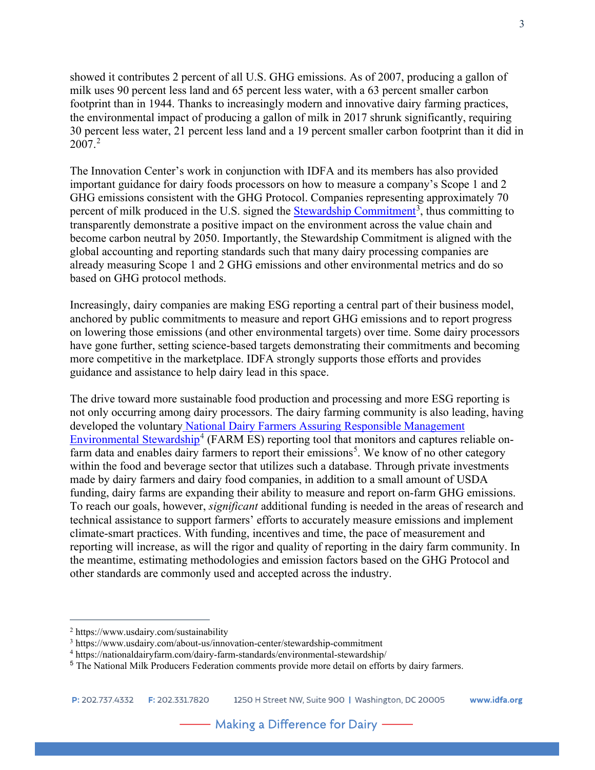showed it contributes 2 percent of all U.S. GHG emissions. As of 2007, producing a gallon of milk uses 90 percent less land and 65 percent less water, with a 63 percent smaller carbon footprint than in 1944. Thanks to increasingly modern and innovative dairy farming practices, the environmental impact of producing a gallon of milk in 2017 shrunk significantly, requiring 30 percent less water, 21 percent less land and a 19 percent smaller carbon footprint than it did in 2007.[2]

The Innovation Center's work in conjunction with IDFA and its members has also provided important guidance for dairy foods processors on how to measure a company's Scope 1 and 2 GHG emissions consistent with the GHG Protocol. Companies representing approximately 70 percent of milk produced in the U.S. signed the Stewardship Commitment[3], thus committing to transparently demonstrate a positive impact on the environment across the value chain and become carbon neutral by 2050. Importantly, the Stewardship Commitment is aligned with the global accounting and reporting standards such that many dairy processing companies are already measuring Scope 1 and 2 GHG emissions and other environmental metrics and do so based on GHG protocol methods.

Increasingly, dairy companies are making ESG reporting a central part of their business model, anchored by public commitments to measure and report GHG emissions and to report progress on lowering those emissions (and other environmental targets) over time. Some dairy processors have gone further, setting science-based targets demonstrating their commitments and becoming more competitive in the marketplace. IDFA strongly supports those efforts and provides guidance and assistance to help dairy lead in this space.

The drive toward more sustainable food production and processing and more ESG reporting is not only occurring among dairy processors. The dairy farming community is also leading, having developed the voluntary National Dairy Farmers Assuring Responsible Management Environmental Stewardship[4] (FARM ES) reporting tool that monitors and captures reliable on-farm data and enables dairy farmers to report their emissions[5]. We know of no other category within the food and beverage sector that utilizes such a database. Through private investments made by dairy farmers and dairy food companies, in addition to a small amount of USDA funding, dairy farms are expanding their ability to measure and report on-farm GHG emissions. To reach our goals, however, *significant* additional funding is needed in the areas of research and technical assistance to support farmers' efforts to accurately measure emissions and implement climate-smart practices. With funding, incentives and time, the pace of measurement and reporting will increase, as will the rigor and quality of reporting in the dairy farm community. In the meantime, estimating methodologies and emission factors based on the GHG Protocol and other standards are commonly used and accepted across the industry.

---

[2] https://www.usdairy.com/sustainability

[3] https://www.usdairy.com/about-us/innovation-center/stewardship-commitment

[4] https://nationaldairyfarm.com/dairy-farm-standards/environmental-stewardship/

[5] The National Milk Producers Federation comments provide more detail on efforts by dairy farmers.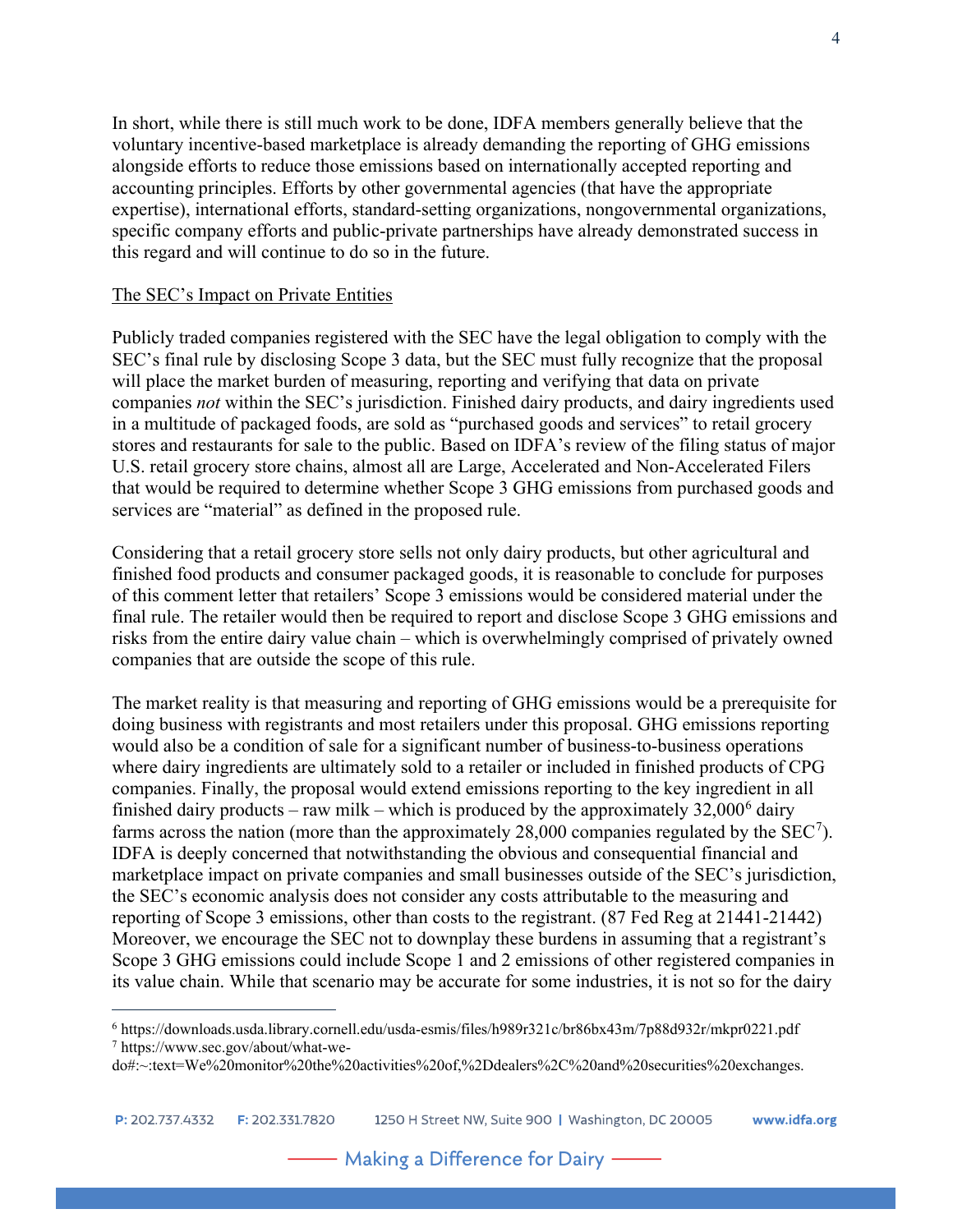In short, while there is still much work to be done, IDFA members generally believe that the voluntary incentive-based marketplace is already demanding the reporting of GHG emissions alongside efforts to reduce those emissions based on internationally accepted reporting and accounting principles. Efforts by other governmental agencies (that have the appropriate expertise), international efforts, standard-setting organizations, nongovernmental organizations, specific company efforts and public-private partnerships have already demonstrated success in this regard and will continue to do so in the future.

<u>The SEC's Impact on Private Entities</u>

Publicly traded companies registered with the SEC have the legal obligation to comply with the SEC's final rule by disclosing Scope 3 data, but the SEC must fully recognize that the proposal will place the market burden of measuring, reporting and verifying that data on private companies *not* within the SEC's jurisdiction. Finished dairy products, and dairy ingredients used in a multitude of packaged foods, are sold as "purchased goods and services" to retail grocery stores and restaurants for sale to the public. Based on IDFA's review of the filing status of major U.S. retail grocery store chains, almost all are Large, Accelerated and Non-Accelerated Filers that would be required to determine whether Scope 3 GHG emissions from purchased goods and services are "material" as defined in the proposed rule.

Considering that a retail grocery store sells not only dairy products, but other agricultural and finished food products and consumer packaged goods, it is reasonable to conclude for purposes of this comment letter that retailers' Scope 3 emissions would be considered material under the final rule. The retailer would then be required to report and disclose Scope 3 GHG emissions and risks from the entire dairy value chain – which is overwhelmingly comprised of privately owned companies that are outside the scope of this rule.

The market reality is that measuring and reporting of GHG emissions would be a prerequisite for doing business with registrants and most retailers under this proposal. GHG emissions reporting would also be a condition of sale for a significant number of business-to-business operations where dairy ingredients are ultimately sold to a retailer or included in finished products of CPG companies. Finally, the proposal would extend emissions reporting to the key ingredient in all finished dairy products – raw milk – which is produced by the approximately 32,000[6] dairy farms across the nation (more than the approximately 28,000 companies regulated by the SEC[7]). IDFA is deeply concerned that notwithstanding the obvious and consequential financial and marketplace impact on private companies and small businesses outside of the SEC's jurisdiction, the SEC's economic analysis does not consider any costs attributable to the measuring and reporting of Scope 3 emissions, other than costs to the registrant. (87 Fed Reg at 21441-21442) Moreover, we encourage the SEC not to downplay these burdens in assuming that a registrant's Scope 3 GHG emissions could include Scope 1 and 2 emissions of other registered companies in its value chain. While that scenario may be accurate for some industries, it is not so for the dairy

---

[6] https://downloads.usda.library.cornell.edu/usda-esmis/files/h989r321c/br86bx43m/7p88d932r/mkpr0221.pdf

[7] https://www.sec.gov/about/what-we-do#:~:text=We%20monitor%20the%20activities%20of,%2Ddealers%2C%20and%20securities%20exchanges.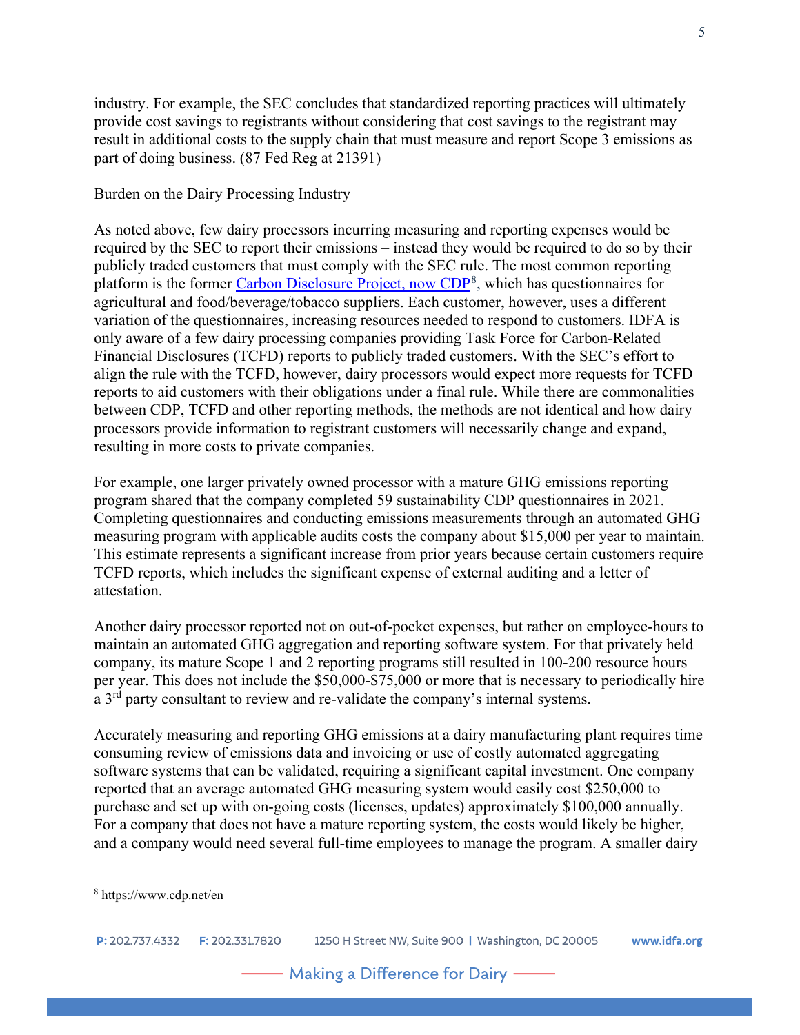industry. For example, the SEC concludes that standardized reporting practices will ultimately provide cost savings to registrants without considering that cost savings to the registrant may result in additional costs to the supply chain that must measure and report Scope 3 emissions as part of doing business. (87 Fed Reg at 21391)

Burden on the Dairy Processing Industry

As noted above, few dairy processors incurring measuring and reporting expenses would be required by the SEC to report their emissions – instead they would be required to do so by their publicly traded customers that must comply with the SEC rule. The most common reporting platform is the former Carbon Disclosure Project, now CDP[8], which has questionnaires for agricultural and food/beverage/tobacco suppliers. Each customer, however, uses a different variation of the questionnaires, increasing resources needed to respond to customers. IDFA is only aware of a few dairy processing companies providing Task Force for Carbon-Related Financial Disclosures (TCFD) reports to publicly traded customers. With the SEC's effort to align the rule with the TCFD, however, dairy processors would expect more requests for TCFD reports to aid customers with their obligations under a final rule. While there are commonalities between CDP, TCFD and other reporting methods, the methods are not identical and how dairy processors provide information to registrant customers will necessarily change and expand, resulting in more costs to private companies.

For example, one larger privately owned processor with a mature GHG emissions reporting program shared that the company completed 59 sustainability CDP questionnaires in 2021. Completing questionnaires and conducting emissions measurements through an automated GHG measuring program with applicable audits costs the company about $15,000 per year to maintain. This estimate represents a significant increase from prior years because certain customers require TCFD reports, which includes the significant expense of external auditing and a letter of attestation.

Another dairy processor reported not on out-of-pocket expenses, but rather on employee-hours to maintain an automated GHG aggregation and reporting software system. For that privately held company, its mature Scope 1 and 2 reporting programs still resulted in 100-200 resource hours per year. This does not include the $50,000-$75,000 or more that is necessary to periodically hire a 3rd party consultant to review and re-validate the company's internal systems.

Accurately measuring and reporting GHG emissions at a dairy manufacturing plant requires time consuming review of emissions data and invoicing or use of costly automated aggregating software systems that can be validated, requiring a significant capital investment. One company reported that an average automated GHG measuring system would easily cost $250,000 to purchase and set up with on-going costs (licenses, updates) approximately $100,000 annually. For a company that does not have a mature reporting system, the costs would likely be higher, and a company would need several full-time employees to manage the program. A smaller dairy

[8] https://www.cdp.net/en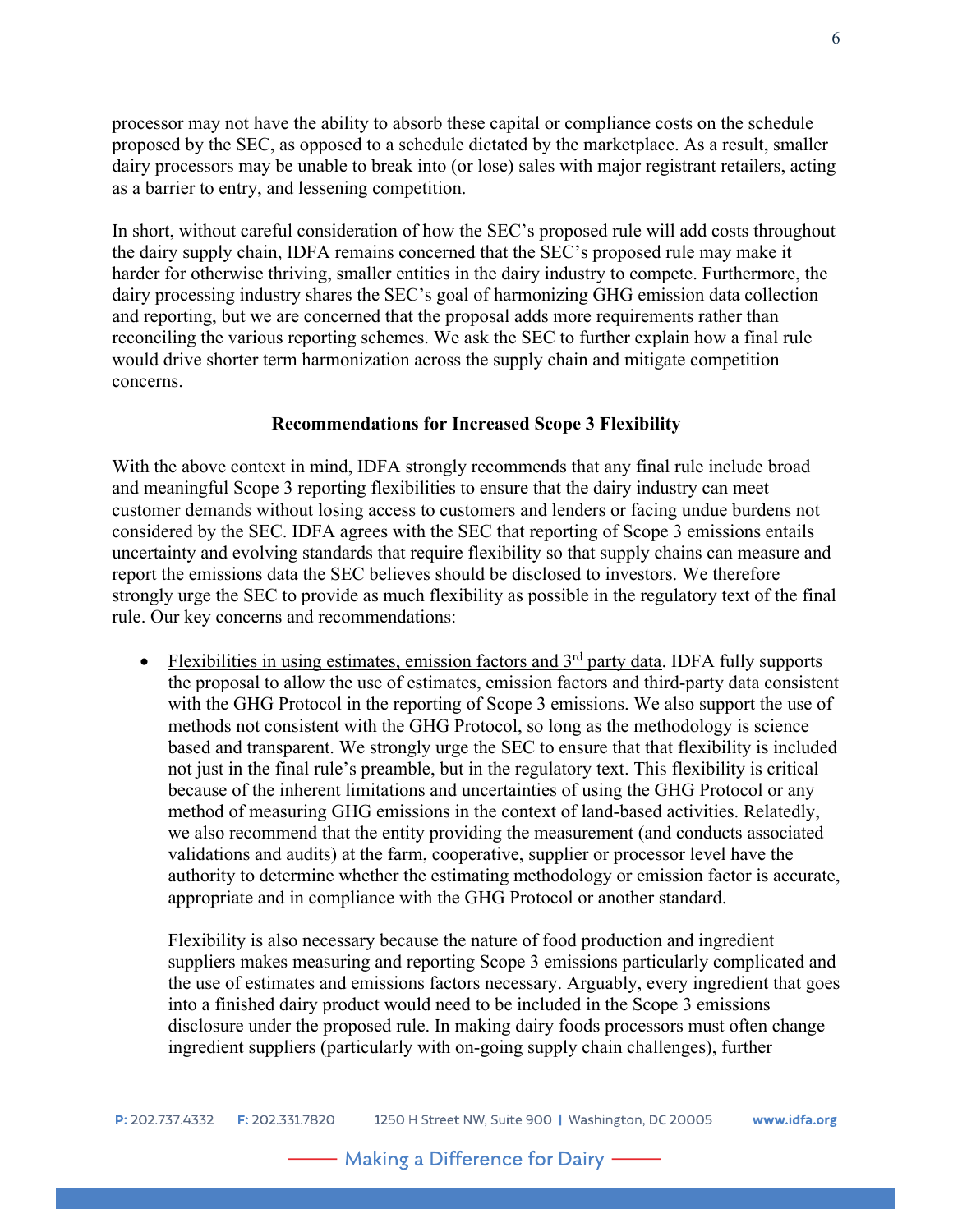processor may not have the ability to absorb these capital or compliance costs on the schedule proposed by the SEC, as opposed to a schedule dictated by the marketplace. As a result, smaller dairy processors may be unable to break into (or lose) sales with major registrant retailers, acting as a barrier to entry, and lessening competition.

In short, without careful consideration of how the SEC's proposed rule will add costs throughout the dairy supply chain, IDFA remains concerned that the SEC's proposed rule may make it harder for otherwise thriving, smaller entities in the dairy industry to compete. Furthermore, the dairy processing industry shares the SEC's goal of harmonizing GHG emission data collection and reporting, but we are concerned that the proposal adds more requirements rather than reconciling the various reporting schemes. We ask the SEC to further explain how a final rule would drive shorter term harmonization across the supply chain and mitigate competition concerns.

**Recommendations for Increased Scope 3 Flexibility**

With the above context in mind, IDFA strongly recommends that any final rule include broad and meaningful Scope 3 reporting flexibilities to ensure that the dairy industry can meet customer demands without losing access to customers and lenders or facing undue burdens not considered by the SEC. IDFA agrees with the SEC that reporting of Scope 3 emissions entails uncertainty and evolving standards that require flexibility so that supply chains can measure and report the emissions data the SEC believes should be disclosed to investors. We therefore strongly urge the SEC to provide as much flexibility as possible in the regulatory text of the final rule. Our key concerns and recommendations:

- Flexibilities in using estimates, emission factors and 3rd party data. IDFA fully supports the proposal to allow the use of estimates, emission factors and third-party data consistent with the GHG Protocol in the reporting of Scope 3 emissions. We also support the use of methods not consistent with the GHG Protocol, so long as the methodology is science based and transparent. We strongly urge the SEC to ensure that that flexibility is included not just in the final rule's preamble, but in the regulatory text. This flexibility is critical because of the inherent limitations and uncertainties of using the GHG Protocol or any method of measuring GHG emissions in the context of land-based activities. Relatedly, we also recommend that the entity providing the measurement (and conducts associated validations and audits) at the farm, cooperative, supplier or processor level have the authority to determine whether the estimating methodology or emission factor is accurate, appropriate and in compliance with the GHG Protocol or another standard.

  Flexibility is also necessary because the nature of food production and ingredient suppliers makes measuring and reporting Scope 3 emissions particularly complicated and the use of estimates and emissions factors necessary. Arguably, every ingredient that goes into a finished dairy product would need to be included in the Scope 3 emissions disclosure under the proposed rule. In making dairy foods processors must often change ingredient suppliers (particularly with on-going supply chain challenges), further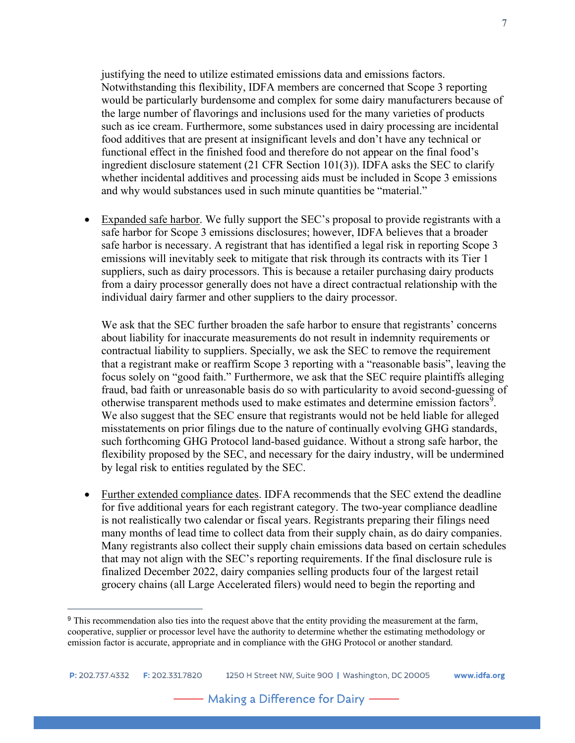justifying the need to utilize estimated emissions data and emissions factors. Notwithstanding this flexibility, IDFA members are concerned that Scope 3 reporting would be particularly burdensome and complex for some dairy manufacturers because of the large number of flavorings and inclusions used for the many varieties of products such as ice cream. Furthermore, some substances used in dairy processing are incidental food additives that are present at insignificant levels and don't have any technical or functional effect in the finished food and therefore do not appear on the final food's ingredient disclosure statement (21 CFR Section 101(3)). IDFA asks the SEC to clarify whether incidental additives and processing aids must be included in Scope 3 emissions and why would substances used in such minute quantities be "material."

- Expanded safe harbor. We fully support the SEC's proposal to provide registrants with a safe harbor for Scope 3 emissions disclosures; however, IDFA believes that a broader safe harbor is necessary. A registrant that has identified a legal risk in reporting Scope 3 emissions will inevitably seek to mitigate that risk through its contracts with its Tier 1 suppliers, such as dairy processors. This is because a retailer purchasing dairy products from a dairy processor generally does not have a direct contractual relationship with the individual dairy farmer and other suppliers to the dairy processor.

  We ask that the SEC further broaden the safe harbor to ensure that registrants' concerns about liability for inaccurate measurements do not result in indemnity requirements or contractual liability to suppliers. Specially, we ask the SEC to remove the requirement that a registrant make or reaffirm Scope 3 reporting with a "reasonable basis", leaving the focus solely on "good faith." Furthermore, we ask that the SEC require plaintiffs alleging fraud, bad faith or unreasonable basis do so with particularity to avoid second-guessing of otherwise transparent methods used to make estimates and determine emission factors[9]. We also suggest that the SEC ensure that registrants would not be held liable for alleged misstatements on prior filings due to the nature of continually evolving GHG standards, such forthcoming GHG Protocol land-based guidance. Without a strong safe harbor, the flexibility proposed by the SEC, and necessary for the dairy industry, will be undermined by legal risk to entities regulated by the SEC.

- Further extended compliance dates. IDFA recommends that the SEC extend the deadline for five additional years for each registrant category. The two-year compliance deadline is not realistically two calendar or fiscal years. Registrants preparing their filings need many months of lead time to collect data from their supply chain, as do dairy companies. Many registrants also collect their supply chain emissions data based on certain schedules that may not align with the SEC's reporting requirements. If the final disclosure rule is finalized December 2022, dairy companies selling products four of the largest retail grocery chains (all Large Accelerated filers) would need to begin the reporting and

---

[9] This recommendation also ties into the request above that the entity providing the measurement at the farm, cooperative, supplier or processor level have the authority to determine whether the estimating methodology or emission factor is accurate, appropriate and in compliance with the GHG Protocol or another standard.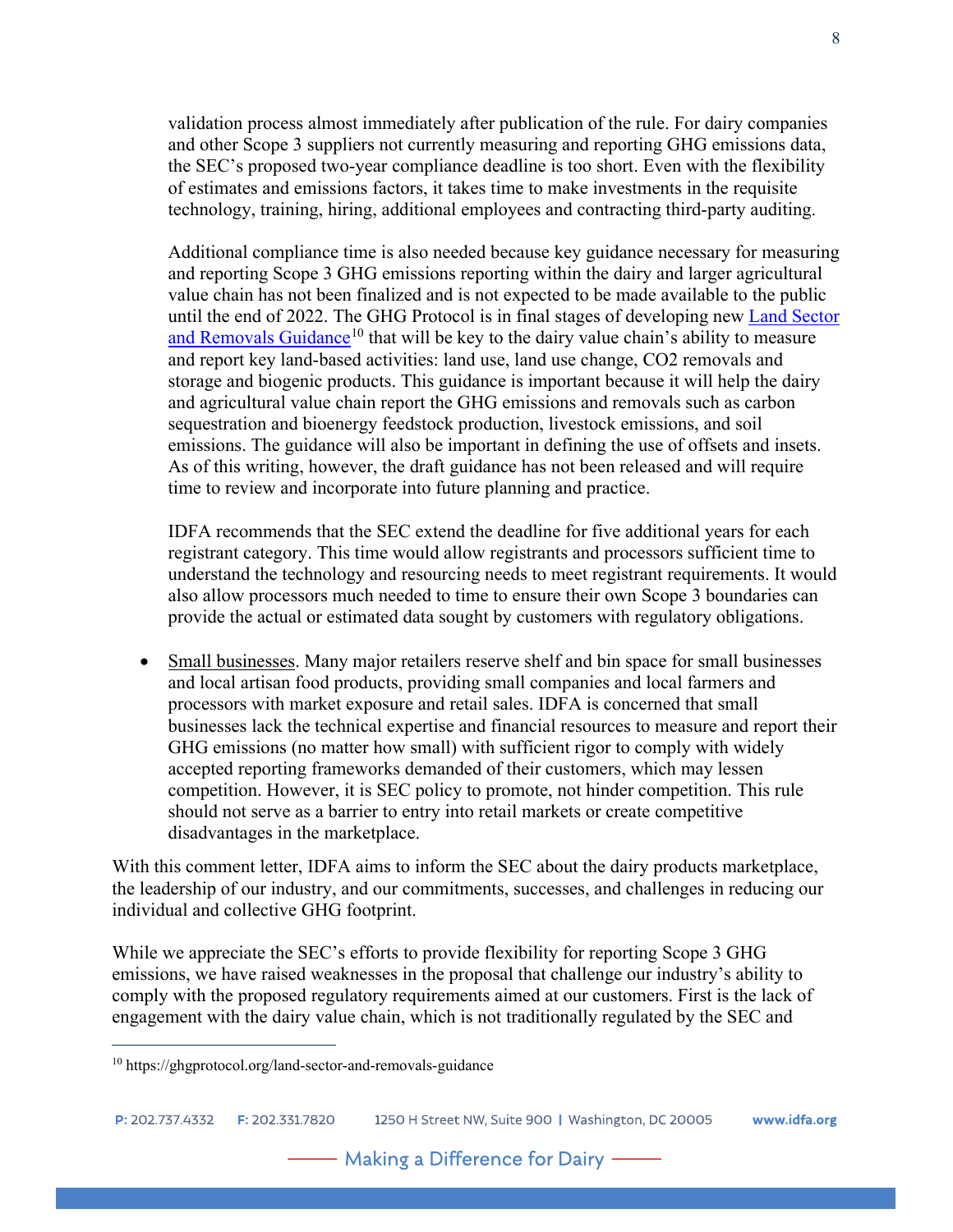validation process almost immediately after publication of the rule. For dairy companies and other Scope 3 suppliers not currently measuring and reporting GHG emissions data, the SEC's proposed two-year compliance deadline is too short. Even with the flexibility of estimates and emissions factors, it takes time to make investments in the requisite technology, training, hiring, additional employees and contracting third-party auditing.

Additional compliance time is also needed because key guidance necessary for measuring and reporting Scope 3 GHG emissions reporting within the dairy and larger agricultural value chain has not been finalized and is not expected to be made available to the public until the end of 2022. The GHG Protocol is in final stages of developing new [Land Sector and Removals Guidance][10] that will be key to the dairy value chain's ability to measure and report key land-based activities: land use, land use change, $CO_2$ removals and storage and biogenic products. This guidance is important because it will help the dairy and agricultural value chain report the GHG emissions and removals such as carbon sequestration and bioenergy feedstock production, livestock emissions, and soil emissions. The guidance will also be important in defining the use of offsets and insets. As of this writing, however, the draft guidance has not been released and will require time to review and incorporate into future planning and practice.

IDFA recommends that the SEC extend the deadline for five additional years for each registrant category. This time would allow registrants and processors sufficient time to understand the technology and resourcing needs to meet registrant requirements. It would also allow processors much needed to time to ensure their own Scope 3 boundaries can provide the actual or estimated data sought by customers with regulatory obligations.

- Small businesses. Many major retailers reserve shelf and bin space for small businesses and local artisan food products, providing small companies and local farmers and processors with market exposure and retail sales. IDFA is concerned that small businesses lack the technical expertise and financial resources to measure and report their GHG emissions (no matter how small) with sufficient rigor to comply with widely accepted reporting frameworks demanded of their customers, which may lessen competition. However, it is SEC policy to promote, not hinder competition. This rule should not serve as a barrier to entry into retail markets or create competitive disadvantages in the marketplace.

With this comment letter, IDFA aims to inform the SEC about the dairy products marketplace, the leadership of our industry, and our commitments, successes, and challenges in reducing our individual and collective GHG footprint.

While we appreciate the SEC's efforts to provide flexibility for reporting Scope 3 GHG emissions, we have raised weaknesses in the proposal that challenge our industry's ability to comply with the proposed regulatory requirements aimed at our customers. First is the lack of engagement with the dairy value chain, which is not traditionally regulated by the SEC and

---

[10] https://ghgprotocol.org/land-sector-and-removals-guidance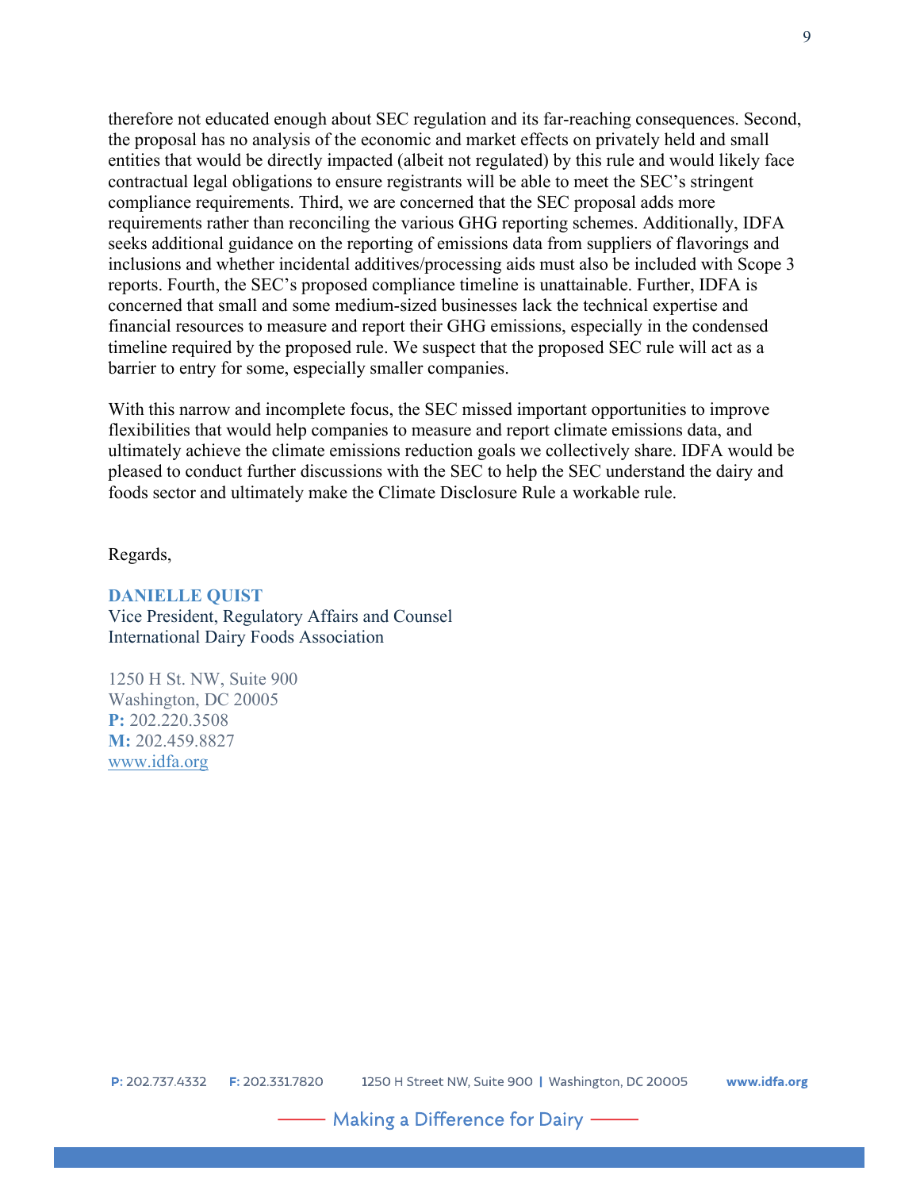therefore not educated enough about SEC regulation and its far-reaching consequences. Second, the proposal has no analysis of the economic and market effects on privately held and small entities that would be directly impacted (albeit not regulated) by this rule and would likely face contractual legal obligations to ensure registrants will be able to meet the SEC's stringent compliance requirements. Third, we are concerned that the SEC proposal adds more requirements rather than reconciling the various GHG reporting schemes. Additionally, IDFA seeks additional guidance on the reporting of emissions data from suppliers of flavorings and inclusions and whether incidental additives/processing aids must also be included with Scope 3 reports. Fourth, the SEC's proposed compliance timeline is unattainable. Further, IDFA is concerned that small and some medium-sized businesses lack the technical expertise and financial resources to measure and report their GHG emissions, especially in the condensed timeline required by the proposed rule. We suspect that the proposed SEC rule will act as a barrier to entry for some, especially smaller companies.

With this narrow and incomplete focus, the SEC missed important opportunities to improve flexibilities that would help companies to measure and report climate emissions data, and ultimately achieve the climate emissions reduction goals we collectively share. IDFA would be pleased to conduct further discussions with the SEC to help the SEC understand the dairy and foods sector and ultimately make the Climate Disclosure Rule a workable rule.

Regards,

**DANIELLE QUIST**
Vice President, Regulatory Affairs and Counsel
International Dairy Foods Association

1250 H St. NW, Suite 900
Washington, DC 20005
**P:** 202.220.3508
**M:** 202.459.8827
www.idfa.org

**P:** 202.737.4332 **F:** 202.331.7820 1250 H Street NW, Suite 900 | Washington, DC 20005 **www.idfa.org**

Making a Difference for Dairy